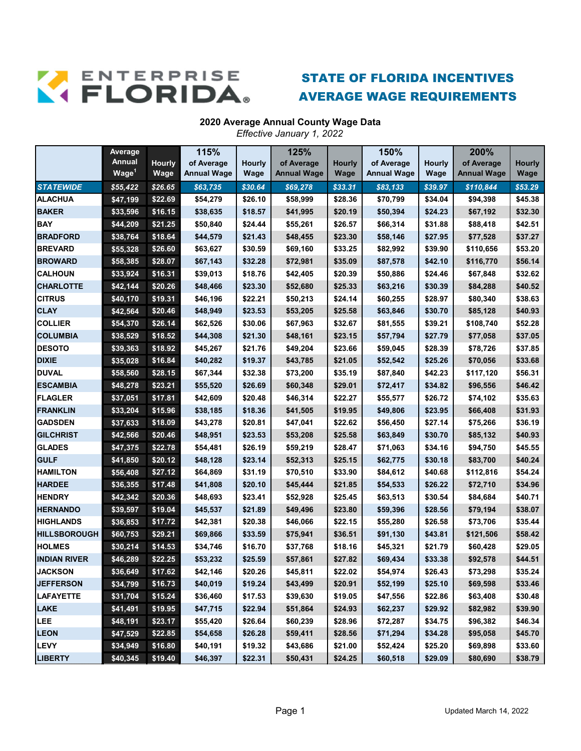# ENTERPRISE FLORIDA

## STATE OF FLORIDA INCENTIVES AVERAGE WAGE REQUIREMENTS

**2020 Average Annual County Wage Data**

*Effective January 1, 2022*

| | Average Annual Wage[1] | Hourly Wage | 115% of Average Annual Wage | Hourly Wage | 125% of Average Annual Wage | Hourly Wage | 150% of Average Annual Wage | Hourly Wage | 200% of Average Annual Wage | Hourly Wage |
|---|---|---|---|---|---|---|---|---|---|---|
| ***STATEWIDE*** | ***$55,422*** | ***$26.65*** | ***$63,735*** | ***$30.64*** | ***$69,278*** | ***$33.31*** | ***$83,133*** | ***$39.97*** | ***$110,844*** | ***$53.29*** |
| **ALACHUA** | $47,199 | $22.69 | $54,279 | $26.10 | $58,999 | $28.36 | $70,799 | $34.04 | $94,398 | $45.38 |
| **BAKER** | $33,596 | $16.15 | $38,635 | $18.57 | $41,995 | $20.19 | $50,394 | $24.23 | $67,192 | $32.30 |
| **BAY** | $44,209 | $21.25 | $50,840 | $24.44 | $55,261 | $26.57 | $66,314 | $31.88 | $88,418 | $42.51 |
| **BRADFORD** | $38,764 | $18.64 | $44,579 | $21.43 | $48,455 | $23.30 | $58,146 | $27.95 | $77,528 | $37.27 |
| **BREVARD** | $55,328 | $26.60 | $63,627 | $30.59 | $69,160 | $33.25 | $82,992 | $39.90 | $110,656 | $53.20 |
| **BROWARD** | $58,385 | $28.07 | $67,143 | $32.28 | $72,981 | $35.09 | $87,578 | $42.10 | $116,770 | $56.14 |
| **CALHOUN** | $33,924 | $16.31 | $39,013 | $18.76 | $42,405 | $20.39 | $50,886 | $24.46 | $67,848 | $32.62 |
| **CHARLOTTE** | $42,144 | $20.26 | $48,466 | $23.30 | $52,680 | $25.33 | $63,216 | $30.39 | $84,288 | $40.52 |
| **CITRUS** | $40,170 | $19.31 | $46,196 | $22.21 | $50,213 | $24.14 | $60,255 | $28.97 | $80,340 | $38.63 |
| **CLAY** | $42,564 | $20.46 | $48,949 | $23.53 | $53,205 | $25.58 | $63,846 | $30.70 | $85,128 | $40.93 |
| **COLLIER** | $54,370 | $26.14 | $62,526 | $30.06 | $67,963 | $32.67 | $81,555 | $39.21 | $108,740 | $52.28 |
| **COLUMBIA** | $38,529 | $18.52 | $44,308 | $21.30 | $48,161 | $23.15 | $57,794 | $27.79 | $77,058 | $37.05 |
| **DESOTO** | $39,363 | $18.92 | $45,267 | $21.76 | $49,204 | $23.66 | $59,045 | $28.39 | $78,726 | $37.85 |
| **DIXIE** | $35,028 | $16.84 | $40,282 | $19.37 | $43,785 | $21.05 | $52,542 | $25.26 | $70,056 | $33.68 |
| **DUVAL** | $58,560 | $28.15 | $67,344 | $32.38 | $73,200 | $35.19 | $87,840 | $42.23 | $117,120 | $56.31 |
| **ESCAMBIA** | $48,278 | $23.21 | $55,520 | $26.69 | $60,348 | $29.01 | $72,417 | $34.82 | $96,556 | $46.42 |
| **FLAGLER** | $37,051 | $17.81 | $42,609 | $20.48 | $46,314 | $22.27 | $55,577 | $26.72 | $74,102 | $35.63 |
| **FRANKLIN** | $33,204 | $15.96 | $38,185 | $18.36 | $41,505 | $19.95 | $49,806 | $23.95 | $66,408 | $31.93 |
| **GADSDEN** | $37,633 | $18.09 | $43,278 | $20.81 | $47,041 | $22.62 | $56,450 | $27.14 | $75,266 | $36.19 |
| **GILCHRIST** | $42,566 | $20.46 | $48,951 | $23.53 | $53,208 | $25.58 | $63,849 | $30.70 | $85,132 | $40.93 |
| **GLADES** | $47,375 | $22.78 | $54,481 | $26.19 | $59,219 | $28.47 | $71,063 | $34.16 | $94,750 | $45.55 |
| **GULF** | $41,850 | $20.12 | $48,128 | $23.14 | $52,313 | $25.15 | $62,775 | $30.18 | $83,700 | $40.24 |
| **HAMILTON** | $56,408 | $27.12 | $64,869 | $31.19 | $70,510 | $33.90 | $84,612 | $40.68 | $112,816 | $54.24 |
| **HARDEE** | $36,355 | $17.48 | $41,808 | $20.10 | $45,444 | $21.85 | $54,533 | $26.22 | $72,710 | $34.96 |
| **HENDRY** | $42,342 | $20.36 | $48,693 | $23.41 | $52,928 | $25.45 | $63,513 | $30.54 | $84,684 | $40.71 |
| **HERNANDO** | $39,597 | $19.04 | $45,537 | $21.89 | $49,496 | $23.80 | $59,396 | $28.56 | $79,194 | $38.07 |
| **HIGHLANDS** | $36,853 | $17.72 | $42,381 | $20.38 | $46,066 | $22.15 | $55,280 | $26.58 | $73,706 | $35.44 |
| **HILLSBOROUGH** | $60,753 | $29.21 | $69,866 | $33.59 | $75,941 | $36.51 | $91,130 | $43.81 | $121,506 | $58.42 |
| **HOLMES** | $30,214 | $14.53 | $34,746 | $16.70 | $37,768 | $18.16 | $45,321 | $21.79 | $60,428 | $29.05 |
| **INDIAN RIVER** | $46,289 | $22.25 | $53,232 | $25.59 | $57,861 | $27.82 | $69,434 | $33.38 | $92,578 | $44.51 |
| **JACKSON** | $36,649 | $17.62 | $42,146 | $20.26 | $45,811 | $22.02 | $54,974 | $26.43 | $73,298 | $35.24 |
| **JEFFERSON** | $34,799 | $16.73 | $40,019 | $19.24 | $43,499 | $20.91 | $52,199 | $25.10 | $69,598 | $33.46 |
| **LAFAYETTE** | $31,704 | $15.24 | $36,460 | $17.53 | $39,630 | $19.05 | $47,556 | $22.86 | $63,408 | $30.48 |
| **LAKE** | $41,491 | $19.95 | $47,715 | $22.94 | $51,864 | $24.93 | $62,237 | $29.92 | $82,982 | $39.90 |
| **LEE** | $48,191 | $23.17 | $55,420 | $26.64 | $60,239 | $28.96 | $72,287 | $34.75 | $96,382 | $46.34 |
| **LEON** | $47,529 | $22.85 | $54,658 | $26.28 | $59,411 | $28.56 | $71,294 | $34.28 | $95,058 | $45.70 |
| **LEVY** | $34,949 | $16.80 | $40,191 | $19.32 | $43,686 | $21.00 | $52,424 | $25.20 | $69,898 | $33.60 |
| **LIBERTY** | $40,345 | $19.40 | $46,397 | $22.31 | $50,431 | $24.25 | $60,518 | $29.09 | $80,690 | $38.79 |

Updated March 14, 2022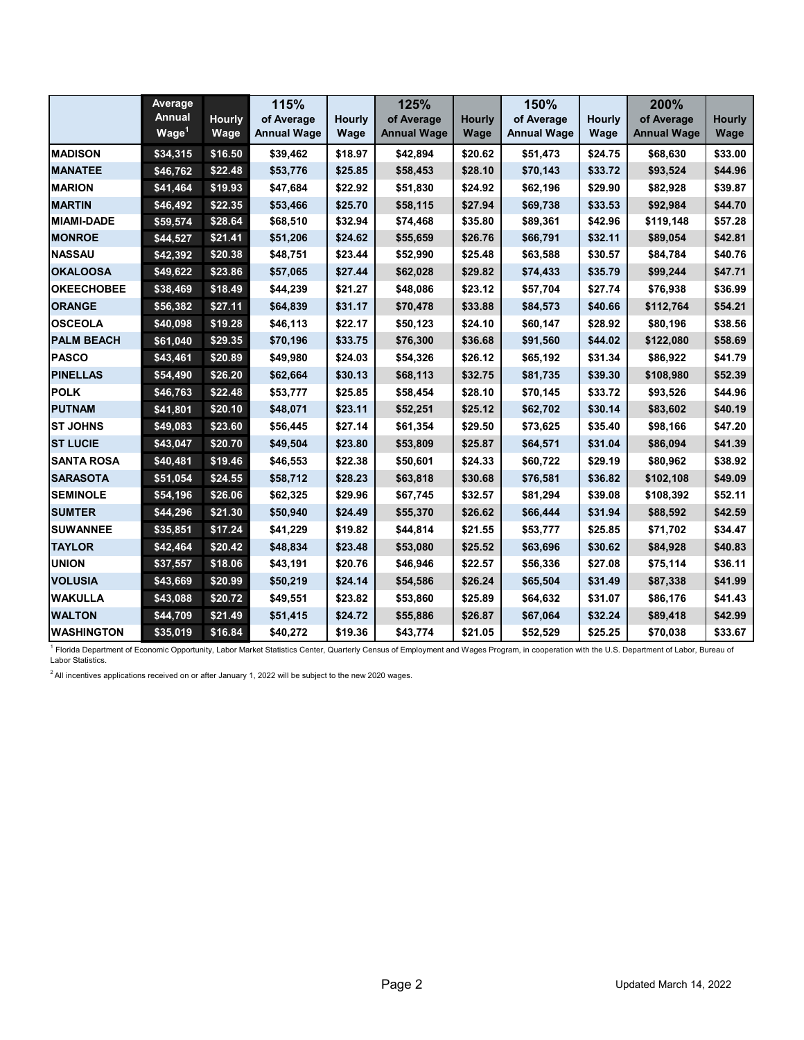| | Average Annual Wage[1] | Hourly Wage | 115% of Average Annual Wage | Hourly Wage | 125% of Average Annual Wage | Hourly Wage | 150% of Average Annual Wage | Hourly Wage | 200% of Average Annual Wage | Hourly Wage |
|---|---|---|---|---|---|---|---|---|---|---|
| MADISON | $34,315 | $16.50 | $39,462 | $18.97 | $42,894 | $20.62 | $51,473 | $24.75 | $68,630 | $33.00 |
| MANATEE | $46,762 | $22.48 | $53,776 | $25.85 | $58,453 | $28.10 | $70,143 | $33.72 | $93,524 | $44.96 |
| MARION | $41,464 | $19.93 | $47,684 | $22.92 | $51,830 | $24.92 | $62,196 | $29.90 | $82,928 | $39.87 |
| MARTIN | $46,492 | $22.35 | $53,466 | $25.70 | $58,115 | $27.94 | $69,738 | $33.53 | $92,984 | $44.70 |
| MIAMI-DADE | $59,574 | $28.64 | $68,510 | $32.94 | $74,468 | $35.80 | $89,361 | $42.96 | $119,148 | $57.28 |
| MONROE | $44,527 | $21.41 | $51,206 | $24.62 | $55,659 | $26.76 | $66,791 | $32.11 | $89,054 | $42.81 |
| NASSAU | $42,392 | $20.38 | $48,751 | $23.44 | $52,990 | $25.48 | $63,588 | $30.57 | $84,784 | $40.76 |
| OKALOOSA | $49,622 | $23.86 | $57,065 | $27.44 | $62,028 | $29.82 | $74,433 | $35.79 | $99,244 | $47.71 |
| OKEECHOBEE | $38,469 | $18.49 | $44,239 | $21.27 | $48,086 | $23.12 | $57,704 | $27.74 | $76,938 | $36.99 |
| ORANGE | $56,382 | $27.11 | $64,839 | $31.17 | $70,478 | $33.88 | $84,573 | $40.66 | $112,764 | $54.21 |
| OSCEOLA | $40,098 | $19.28 | $46,113 | $22.17 | $50,123 | $24.10 | $60,147 | $28.92 | $80,196 | $38.56 |
| PALM BEACH | $61,040 | $29.35 | $70,196 | $33.75 | $76,300 | $36.68 | $91,560 | $44.02 | $122,080 | $58.69 |
| PASCO | $43,461 | $20.89 | $49,980 | $24.03 | $54,326 | $26.12 | $65,192 | $31.34 | $86,922 | $41.79 |
| PINELLAS | $54,490 | $26.20 | $62,664 | $30.13 | $68,113 | $32.75 | $81,735 | $39.30 | $108,980 | $52.39 |
| POLK | $46,763 | $22.48 | $53,777 | $25.85 | $58,454 | $28.10 | $70,145 | $33.72 | $93,526 | $44.96 |
| PUTNAM | $41,801 | $20.10 | $48,071 | $23.11 | $52,251 | $25.12 | $62,702 | $30.14 | $83,602 | $40.19 |
| ST JOHNS | $49,083 | $23.60 | $56,445 | $27.14 | $61,354 | $29.50 | $73,625 | $35.40 | $98,166 | $47.20 |
| ST LUCIE | $43,047 | $20.70 | $49,504 | $23.80 | $53,809 | $25.87 | $64,571 | $31.04 | $86,094 | $41.39 |
| SANTA ROSA | $40,481 | $19.46 | $46,553 | $22.38 | $50,601 | $24.33 | $60,722 | $29.19 | $80,962 | $38.92 |
| SARASOTA | $51,054 | $24.55 | $58,712 | $28.23 | $63,818 | $30.68 | $76,581 | $36.82 | $102,108 | $49.09 |
| SEMINOLE | $54,196 | $26.06 | $62,325 | $29.96 | $67,745 | $32.57 | $81,294 | $39.08 | $108,392 | $52.11 |
| SUMTER | $44,296 | $21.30 | $50,940 | $24.49 | $55,370 | $26.62 | $66,444 | $31.94 | $88,592 | $42.59 |
| SUWANNEE | $35,851 | $17.24 | $41,229 | $19.82 | $44,814 | $21.55 | $53,777 | $25.85 | $71,702 | $34.47 |
| TAYLOR | $42,464 | $20.42 | $48,834 | $23.48 | $53,080 | $25.52 | $63,696 | $30.62 | $84,928 | $40.83 |
| UNION | $37,557 | $18.06 | $43,191 | $20.76 | $46,946 | $22.57 | $56,336 | $27.08 | $75,114 | $36.11 |
| VOLUSIA | $43,669 | $20.99 | $50,219 | $24.14 | $54,586 | $26.24 | $65,504 | $31.49 | $87,338 | $41.99 |
| WAKULLA | $43,088 | $20.72 | $49,551 | $23.82 | $53,860 | $25.89 | $64,632 | $31.07 | $86,176 | $41.43 |
| WALTON | $44,709 | $21.49 | $51,415 | $24.72 | $55,886 | $26.87 | $67,064 | $32.24 | $89,418 | $42.99 |
| WASHINGTON | $35,019 | $16.84 | $40,272 | $19.36 | $43,774 | $21.05 | $52,529 | $25.25 | $70,038 | $33.67 |

[1] Florida Department of Economic Opportunity, Labor Market Statistics Center, Quarterly Census of Employment and Wages Program, in cooperation with the U.S. Department of Labor, Bureau of Labor Statistics.

[2] All incentives applications received on or after January 1, 2022 will be subject to the new 2020 wages.

Updated March 14, 2022